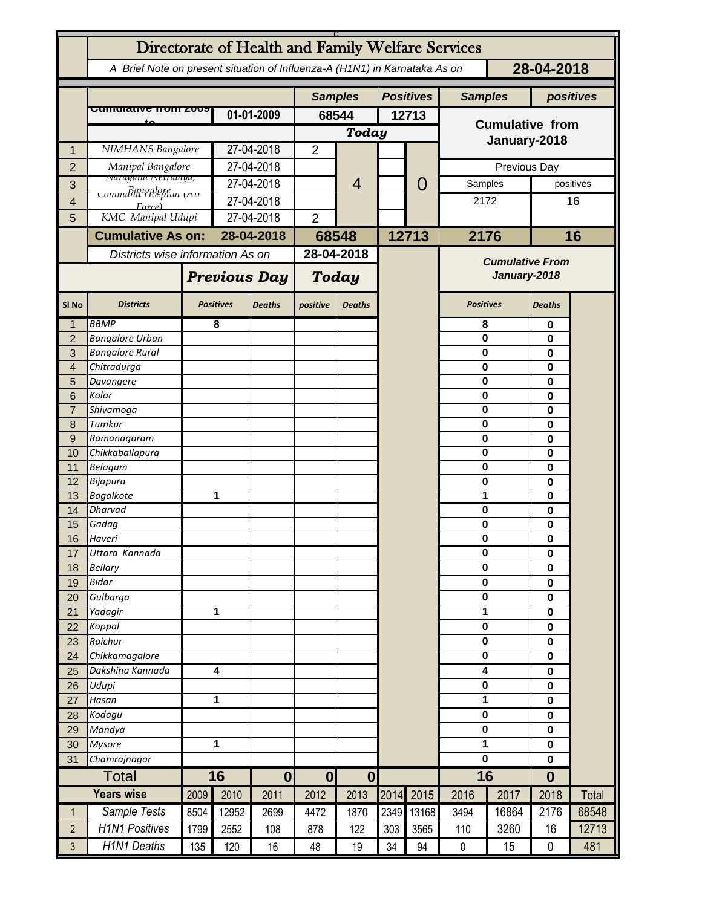# Directorate of Health and Family Welfare Services

*A Brief Note on present situation of Influenza-A (H1N1) in Karnataka As on* **28-04-2018**

| | | | Samples | | Positives | | Samples | positives |
|---|---|---|---|---|---|---|---|---|
| | Cumulative from 2009 to | 01-01-2009 | 68544 | | 12713 | | Cumulative from January-2018 | |
| | | | Today | | | | | |
| 1 | NIMHANS Bangalore | 27-04-2018 | 2 | 4 | | 0 | | |
| 2 | Manipal Bangalore | 27-04-2018 | | | | | Previous Day | |
| 3 | Narayana Netralaya, Bangalore | 27-04-2018 | | | | | Samples | positives |
| 4 | Command Hospital (Air Force) | 27-04-2018 | | | | | 2172 | 16 |
| 5 | KMC Manipal Udupi | 27-04-2018 | 2 | | | | | |
| | **Cumulative As on:** | **28-04-2018** | **68548** | | **12713** | | **2176** | **16** |

*Districts wise information As on* **28-04-2018**

| Sl No | Districts | Previous Day Positives | Previous Day Deaths | Today positive | Today Deaths | Cumulative From January-2018 Positives | Cumulative From January-2018 Deaths |
|---|---|---|---|---|---|---|---|
| 1 | BBMP | 8 | | | | 8 | 0 |
| 2 | Bangalore Urban | | | | | 0 | 0 |
| 3 | Bangalore Rural | | | | | 0 | 0 |
| 4 | Chitradurga | | | | | 0 | 0 |
| 5 | Davangere | | | | | 0 | 0 |
| 6 | Kolar | | | | | 0 | 0 |
| 7 | Shivamoga | | | | | 0 | 0 |
| 8 | Tumkur | | | | | 0 | 0 |
| 9 | Ramanagaram | | | | | 0 | 0 |
| 10 | Chikkaballapura | | | | | 0 | 0 |
| 11 | Belagum | | | | | 0 | 0 |
| 12 | Bijapura | | | | | 0 | 0 |
| 13 | Bagalkote | 1 | | | | 1 | 0 |
| 14 | Dharvad | | | | | 0 | 0 |
| 15 | Gadag | | | | | 0 | 0 |
| 16 | Haveri | | | | | 0 | 0 |
| 17 | Uttara Kannada | | | | | 0 | 0 |
| 18 | Bellary | | | | | 0 | 0 |
| 19 | Bidar | | | | | 0 | 0 |
| 20 | Gulbarga | | | | | 0 | 0 |
| 21 | Yadagir | 1 | | | | 1 | 0 |
| 22 | Koppal | | | | | 0 | 0 |
| 23 | Raichur | | | | | 0 | 0 |
| 24 | Chikkamagalore | | | | | 0 | 0 |
| 25 | Dakshina Kannada | 4 | | | | 4 | 0 |
| 26 | Udupi | | | | | 0 | 0 |
| 27 | Hasan | 1 | | | | 1 | 0 |
| 28 | Kodagu | | | | | 0 | 0 |
| 29 | Mandya | | | | | 0 | 0 |
| 30 | Mysore | 1 | | | | 1 | 0 |
| 31 | Chamrajnagar | | | | | 0 | 0 |
| | **Total** | **16** | **0** | **0** | **0** | **16** | **0** |

| | Years wise | 2009 | 2010 | 2011 | 2012 | 2013 | 2014 | 2015 | 2016 | 2017 | 2018 | Total |
|---|---|---|---|---|---|---|---|---|---|---|---|---|
| 1 | Sample Tests | 8504 | 12952 | 2699 | 4472 | 1870 | 2349 | 13168 | 3494 | 16864 | 2176 | 68548 |
| 2 | H1N1 Positives | 1799 | 2552 | 108 | 878 | 122 | 303 | 3565 | 110 | 3260 | 16 | 12713 |
| 3 | H1N1 Deaths | 135 | 120 | 16 | 48 | 19 | 34 | 94 | 0 | 15 | 0 | 481 |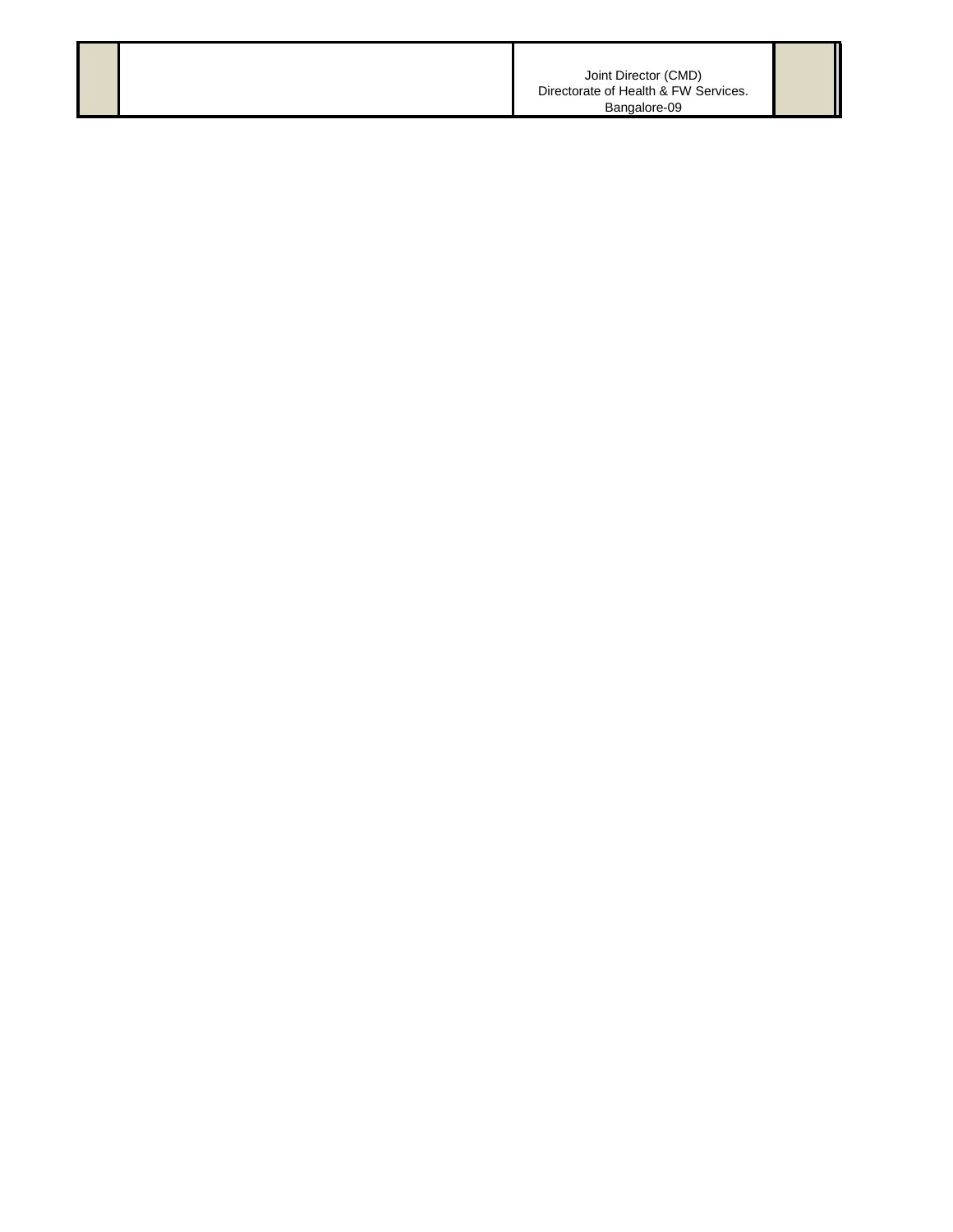| | | | |
|---|---|---|---|
| | | Joint Director (CMD)<br>Directorate of Health & FW Services.<br>Bangalore-09 | |